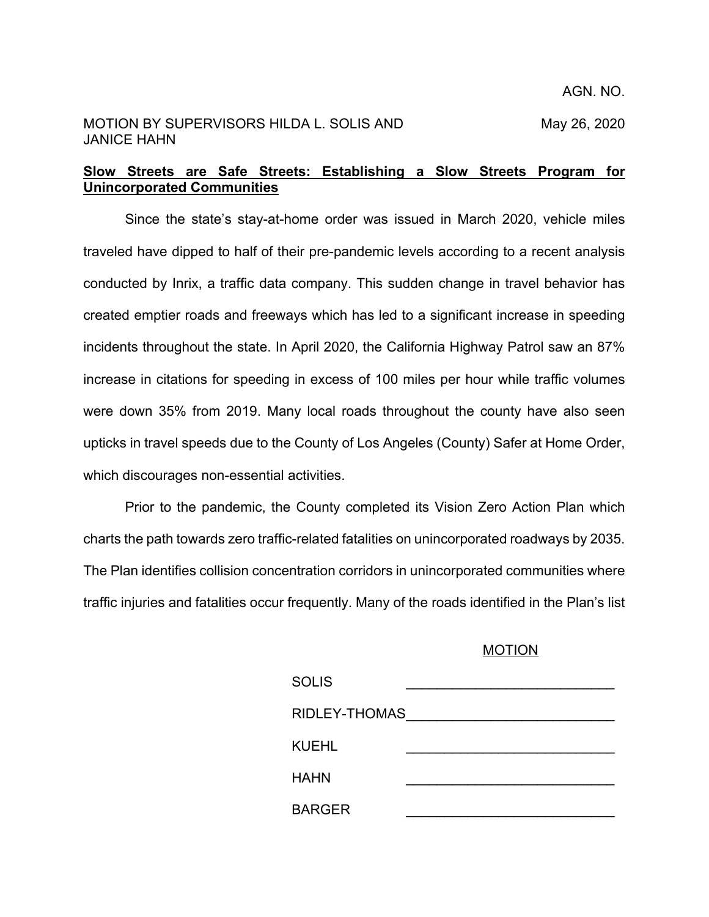AGN. NO.

MOTION BY SUPERVISORS HILDA L. SOLIS AND JANICE HAHN

May 26, 2020

**Slow Streets are Safe Streets: Establishing a Slow Streets Program for Unincorporated Communities**

Since the state's stay-at-home order was issued in March 2020, vehicle miles traveled have dipped to half of their pre-pandemic levels according to a recent analysis conducted by Inrix, a traffic data company. This sudden change in travel behavior has created emptier roads and freeways which has led to a significant increase in speeding incidents throughout the state. In April 2020, the California Highway Patrol saw an 87% increase in citations for speeding in excess of 100 miles per hour while traffic volumes were down 35% from 2019. Many local roads throughout the county have also seen upticks in travel speeds due to the County of Los Angeles (County) Safer at Home Order, which discourages non-essential activities.

Prior to the pandemic, the County completed its Vision Zero Action Plan which charts the path towards zero traffic-related fatalities on unincorporated roadways by 2035. The Plan identifies collision concentration corridors in unincorporated communities where traffic injuries and fatalities occur frequently. Many of the roads identified in the Plan's list

MOTION

| | |
|---|---|
| SOLIS | ____________________ |
| RIDLEY-THOMAS | ____________________ |
| KUEHL | ____________________ |
| HAHN | ____________________ |
| BARGER | ____________________ |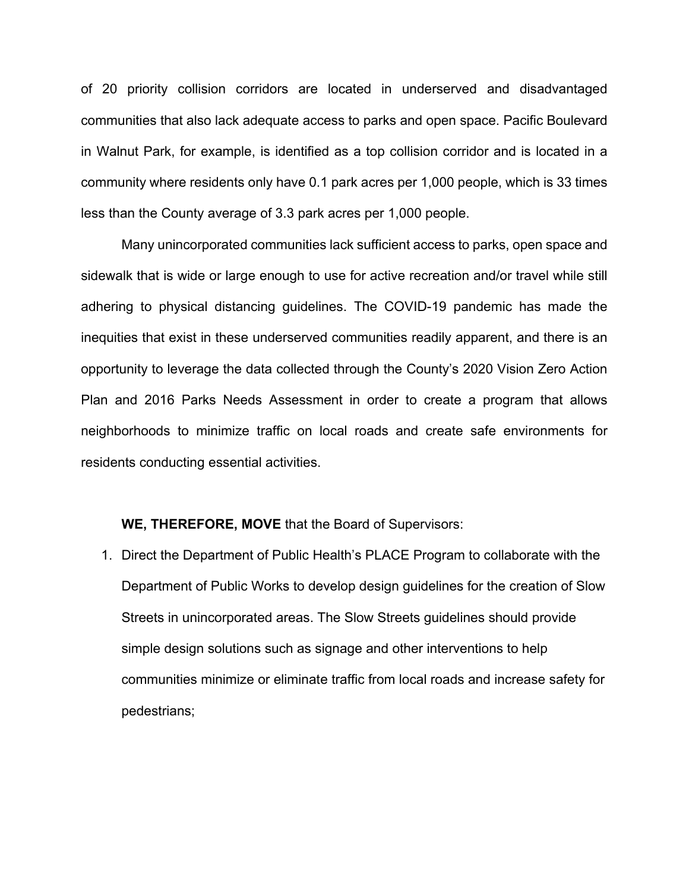of 20 priority collision corridors are located in underserved and disadvantaged communities that also lack adequate access to parks and open space. Pacific Boulevard in Walnut Park, for example, is identified as a top collision corridor and is located in a community where residents only have 0.1 park acres per 1,000 people, which is 33 times less than the County average of 3.3 park acres per 1,000 people.

Many unincorporated communities lack sufficient access to parks, open space and sidewalk that is wide or large enough to use for active recreation and/or travel while still adhering to physical distancing guidelines. The COVID-19 pandemic has made the inequities that exist in these underserved communities readily apparent, and there is an opportunity to leverage the data collected through the County's 2020 Vision Zero Action Plan and 2016 Parks Needs Assessment in order to create a program that allows neighborhoods to minimize traffic on local roads and create safe environments for residents conducting essential activities.

**WE, THEREFORE, MOVE** that the Board of Supervisors:

1. Direct the Department of Public Health's PLACE Program to collaborate with the Department of Public Works to develop design guidelines for the creation of Slow Streets in unincorporated areas. The Slow Streets guidelines should provide simple design solutions such as signage and other interventions to help communities minimize or eliminate traffic from local roads and increase safety for pedestrians;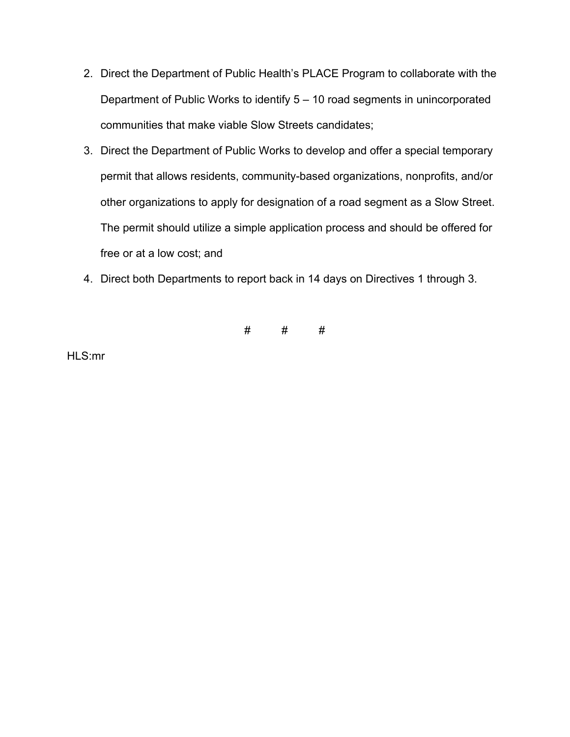2. Direct the Department of Public Health's PLACE Program to collaborate with the Department of Public Works to identify 5 – 10 road segments in unincorporated communities that make viable Slow Streets candidates;
3. Direct the Department of Public Works to develop and offer a special temporary permit that allows residents, community-based organizations, nonprofits, and/or other organizations to apply for designation of a road segment as a Slow Street. The permit should utilize a simple application process and should be offered for free or at a low cost; and
4. Direct both Departments to report back in 14 days on Directives 1 through 3.

# # #

HLS:mr